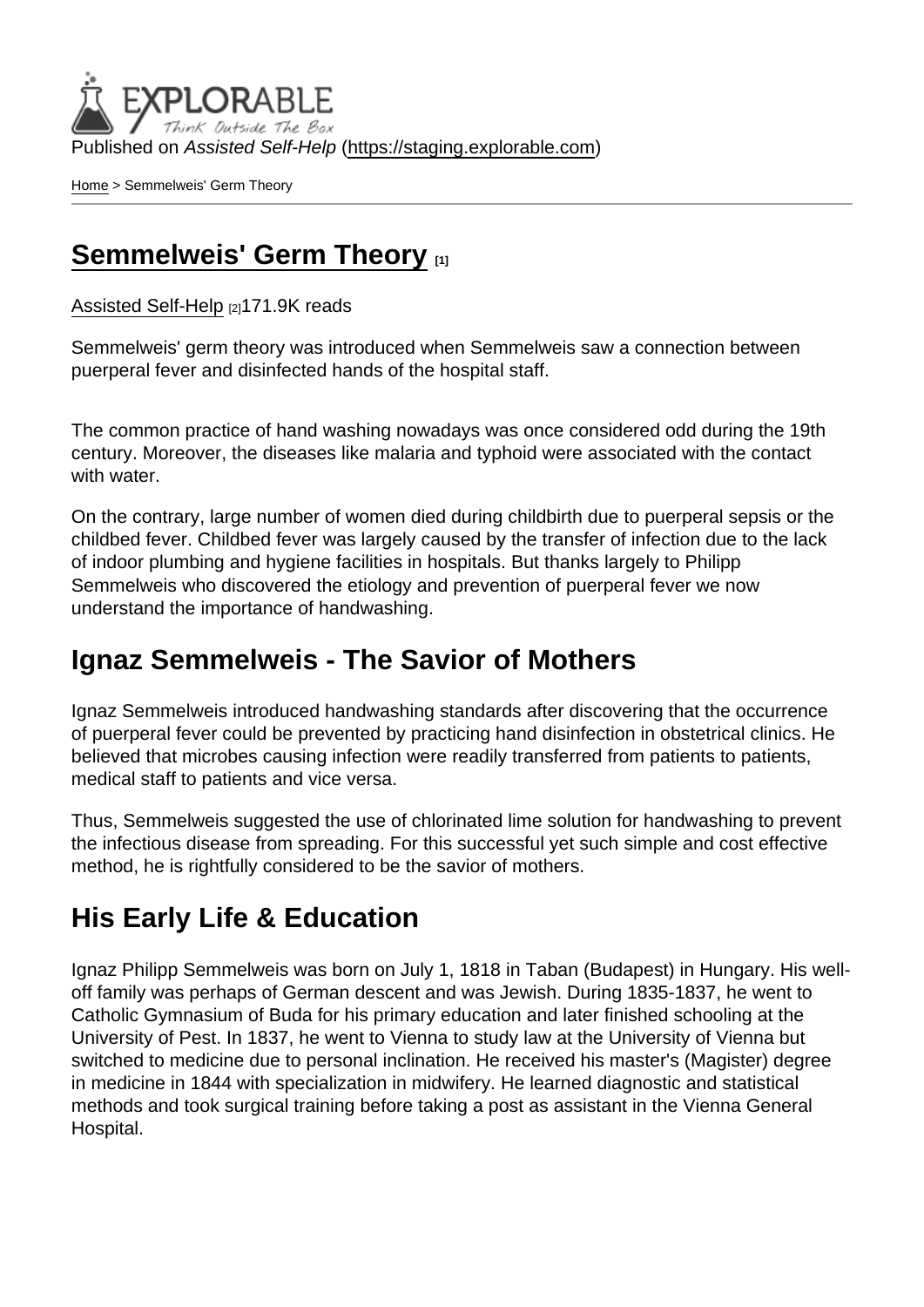Published on *Assisted Self-Help* (https://staging.explorable.com)

Home > Semmelweis' Germ Theory

# Semmelweis' Germ Theory [1]

Assisted Self-Help [2]171.9K reads

Semmelweis' germ theory was introduced when Semmelweis saw a connection between puerperal fever and disinfected hands of the hospital staff.

The common practice of hand washing nowadays was once considered odd during the 19th century. Moreover, the diseases like malaria and typhoid were associated with the contact with water.

On the contrary, large number of women died during childbirth due to puerperal sepsis or the childbed fever. Childbed fever was largely caused by the transfer of infection due to the lack of indoor plumbing and hygiene facilities in hospitals. But thanks largely to Philipp Semmelweis who discovered the etiology and prevention of puerperal fever we now understand the importance of handwashing.

## Ignaz Semmelweis - The Savior of Mothers

Ignaz Semmelweis introduced handwashing standards after discovering that the occurrence of puerperal fever could be prevented by practicing hand disinfection in obstetrical clinics. He believed that microbes causing infection were readily transferred from patients to patients, medical staff to patients and vice versa.

Thus, Semmelweis suggested the use of chlorinated lime solution for handwashing to prevent the infectious disease from spreading. For this successful yet such simple and cost effective method, he is rightfully considered to be the savior of mothers.

## His Early Life & Education

Ignaz Philipp Semmelweis was born on July 1, 1818 in Taban (Budapest) in Hungary. His well-off family was perhaps of German descent and was Jewish. During 1835-1837, he went to Catholic Gymnasium of Buda for his primary education and later finished schooling at the University of Pest. In 1837, he went to Vienna to study law at the University of Vienna but switched to medicine due to personal inclination. He received his master's (Magister) degree in medicine in 1844 with specialization in midwifery. He learned diagnostic and statistical methods and took surgical training before taking a post as assistant in the Vienna General Hospital.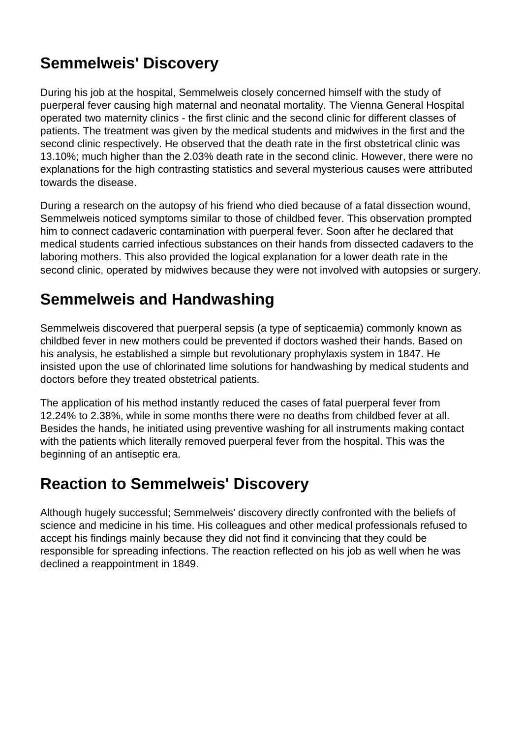## Semmelweis' Discovery

During his job at the hospital, Semmelweis closely concerned himself with the study of puerperal fever causing high maternal and neonatal mortality. The Vienna General Hospital operated two maternity clinics - the first clinic and the second clinic for different classes of patients. The treatment was given by the medical students and midwives in the first and the second clinic respectively. He observed that the death rate in the first obstetrical clinic was 13.10%; much higher than the 2.03% death rate in the second clinic. However, there were no explanations for the high contrasting statistics and several mysterious causes were attributed towards the disease.

During a research on the autopsy of his friend who died because of a fatal dissection wound, Semmelweis noticed symptoms similar to those of childbed fever. This observation prompted him to connect cadaveric contamination with puerperal fever. Soon after he declared that medical students carried infectious substances on their hands from dissected cadavers to the laboring mothers. This also provided the logical explanation for a lower death rate in the second clinic, operated by midwives because they were not involved with autopsies or surgery.

## Semmelweis and Handwashing

Semmelweis discovered that puerperal sepsis (a type of septicaemia) commonly known as childbed fever in new mothers could be prevented if doctors washed their hands. Based on his analysis, he established a simple but revolutionary prophylaxis system in 1847. He insisted upon the use of chlorinated lime solutions for handwashing by medical students and doctors before they treated obstetrical patients.

The application of his method instantly reduced the cases of fatal puerperal fever from 12.24% to 2.38%, while in some months there were no deaths from childbed fever at all. Besides the hands, he initiated using preventive washing for all instruments making contact with the patients which literally removed puerperal fever from the hospital. This was the beginning of an antiseptic era.

## Reaction to Semmelweis' Discovery

Although hugely successful; Semmelweis' discovery directly confronted with the beliefs of science and medicine in his time. His colleagues and other medical professionals refused to accept his findings mainly because they did not find it convincing that they could be responsible for spreading infections. The reaction reflected on his job as well when he was declined a reappointment in 1849.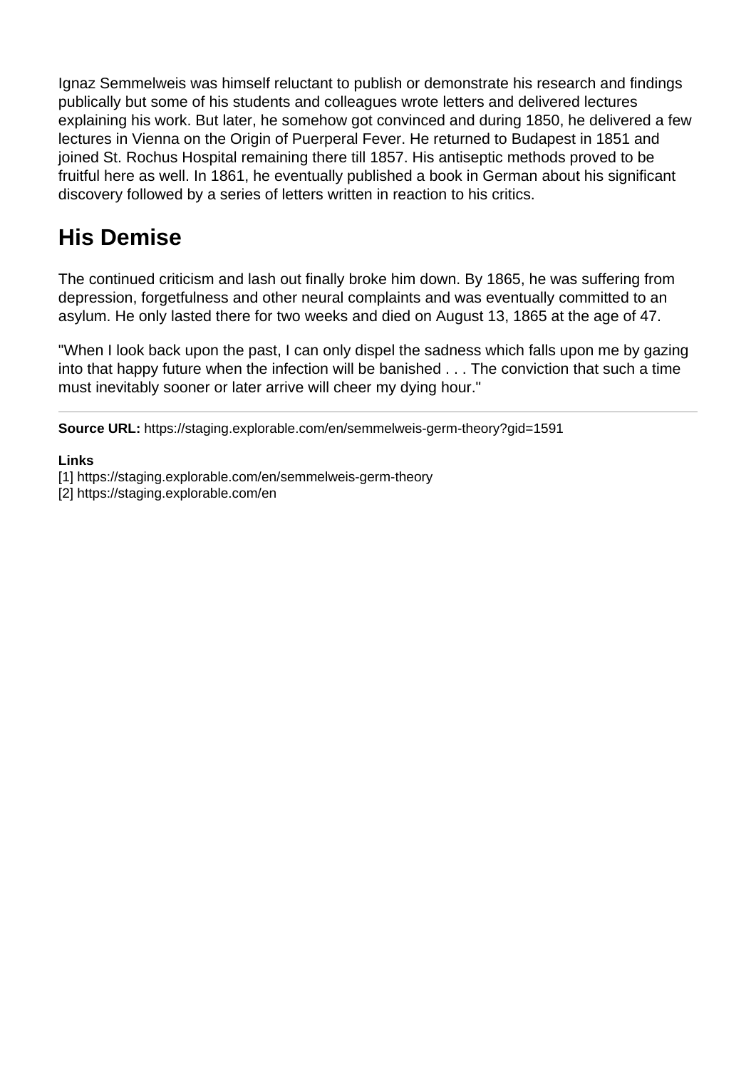Ignaz Semmelweis was himself reluctant to publish or demonstrate his research and findings publically but some of his students and colleagues wrote letters and delivered lectures explaining his work. But later, he somehow got convinced and during 1850, he delivered a few lectures in Vienna on the Origin of Puerperal Fever. He returned to Budapest in 1851 and joined St. Rochus Hospital remaining there till 1857. His antiseptic methods proved to be fruitful here as well. In 1861, he eventually published a book in German about his significant discovery followed by a series of letters written in reaction to his critics.

## His Demise

The continued criticism and lash out finally broke him down. By 1865, he was suffering from depression, forgetfulness and other neural complaints and was eventually committed to an asylum. He only lasted there for two weeks and died on August 13, 1865 at the age of 47.

"When I look back upon the past, I can only dispel the sadness which falls upon me by gazing into that happy future when the infection will be banished . . . The conviction that such a time must inevitably sooner or later arrive will cheer my dying hour."

---

**Source URL:** https://staging.explorable.com/en/semmelweis-germ-theory?gid=1591

**Links**
[1] https://staging.explorable.com/en/semmelweis-germ-theory
[2] https://staging.explorable.com/en